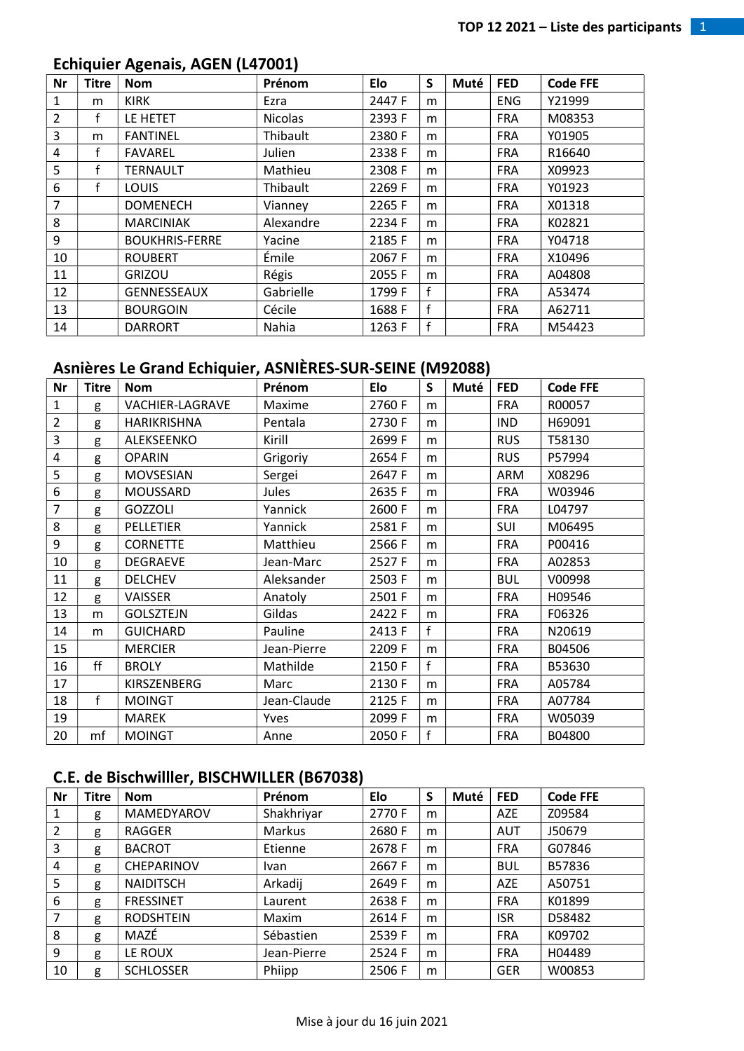## Echiquier Agenais, AGEN (L47001)

| Nr | Titre | Nom | Prénom | Elo | S | Muté | FED | Code FFE |
|---|---|---|---|---|---|---|---|---|
| 1 | m | KIRK | Ezra | 2447 F | m | | ENG | Y21999 |
| 2 | f | LE HETET | Nicolas | 2393 F | m | | FRA | M08353 |
| 3 | m | FANTINEL | Thibault | 2380 F | m | | FRA | Y01905 |
| 4 | f | FAVAREL | Julien | 2338 F | m | | FRA | R16640 |
| 5 | f | TERNAULT | Mathieu | 2308 F | m | | FRA | X09923 |
| 6 | f | LOUIS | Thibault | 2269 F | m | | FRA | Y01923 |
| 7 | | DOMENECH | Vianney | 2265 F | m | | FRA | X01318 |
| 8 | | MARCINIAK | Alexandre | 2234 F | m | | FRA | K02821 |
| 9 | | BOUKHRIS-FERRE | Yacine | 2185 F | m | | FRA | Y04718 |
| 10 | | ROUBERT | Émile | 2067 F | m | | FRA | X10496 |
| 11 | | GRIZOU | Régis | 2055 F | m | | FRA | A04808 |
| 12 | | GENNESSEAUX | Gabrielle | 1799 F | f | | FRA | A53474 |
| 13 | | BOURGOIN | Cécile | 1688 F | f | | FRA | A62711 |
| 14 | | DARRORT | Nahia | 1263 F | f | | FRA | M54423 |

## Asnières Le Grand Echiquier, ASNIÈRES-SUR-SEINE (M92088)

| Nr | Titre | Nom | Prénom | Elo | S | Muté | FED | Code FFE |
|---|---|---|---|---|---|---|---|---|
| 1 | g | VACHIER-LAGRAVE | Maxime | 2760 F | m | | FRA | R00057 |
| 2 | g | HARIKRISHNA | Pentala | 2730 F | m | | IND | H69091 |
| 3 | g | ALEKSEENKO | Kirill | 2699 F | m | | RUS | T58130 |
| 4 | g | OPARIN | Grigoriy | 2654 F | m | | RUS | P57994 |
| 5 | g | MOVSESIAN | Sergei | 2647 F | m | | ARM | X08296 |
| 6 | g | MOUSSARD | Jules | 2635 F | m | | FRA | W03946 |
| 7 | g | GOZZOLI | Yannick | 2600 F | m | | FRA | L04797 |
| 8 | g | PELLETIER | Yannick | 2581 F | m | | SUI | M06495 |
| 9 | g | CORNETTE | Matthieu | 2566 F | m | | FRA | P00416 |
| 10 | g | DEGRAEVE | Jean-Marc | 2527 F | m | | FRA | A02853 |
| 11 | g | DELCHEV | Aleksander | 2503 F | m | | BUL | V00998 |
| 12 | g | VAISSER | Anatoly | 2501 F | m | | FRA | H09546 |
| 13 | m | GOLSZTEJN | Gildas | 2422 F | m | | FRA | F06326 |
| 14 | m | GUICHARD | Pauline | 2413 F | f | | FRA | N20619 |
| 15 | | MERCIER | Jean-Pierre | 2209 F | m | | FRA | B04506 |
| 16 | ff | BROLY | Mathilde | 2150 F | f | | FRA | B53630 |
| 17 | | KIRSZENBERG | Marc | 2130 F | m | | FRA | A05784 |
| 18 | f | MOINGT | Jean-Claude | 2125 F | m | | FRA | A07784 |
| 19 | | MAREK | Yves | 2099 F | m | | FRA | W05039 |
| 20 | mf | MOINGT | Anne | 2050 F | f | | FRA | B04800 |

## C.E. de Bischwilller, BISCHWILLER (B67038)

| Nr | Titre | Nom | Prénom | Elo | S | Muté | FED | Code FFE |
|---|---|---|---|---|---|---|---|---|
| 1 | g | MAMEDYAROV | Shakhriyar | 2770 F | m | | AZE | Z09584 |
| 2 | g | RAGGER | Markus | 2680 F | m | | AUT | J50679 |
| 3 | g | BACROT | Etienne | 2678 F | m | | FRA | G07846 |
| 4 | g | CHEPARINOV | Ivan | 2667 F | m | | BUL | B57836 |
| 5 | g | NAIDITSCH | Arkadij | 2649 F | m | | AZE | A50751 |
| 6 | g | FRESSINET | Laurent | 2638 F | m | | FRA | K01899 |
| 7 | g | RODSHTEIN | Maxim | 2614 F | m | | ISR | D58482 |
| 8 | g | MAZÉ | Sébastien | 2539 F | m | | FRA | K09702 |
| 9 | g | LE ROUX | Jean-Pierre | 2524 F | m | | FRA | H04489 |
| 10 | g | SCHLOSSER | Phiipp | 2506 F | m | | GER | W00853 |

Mise à jour du 16 juin 2021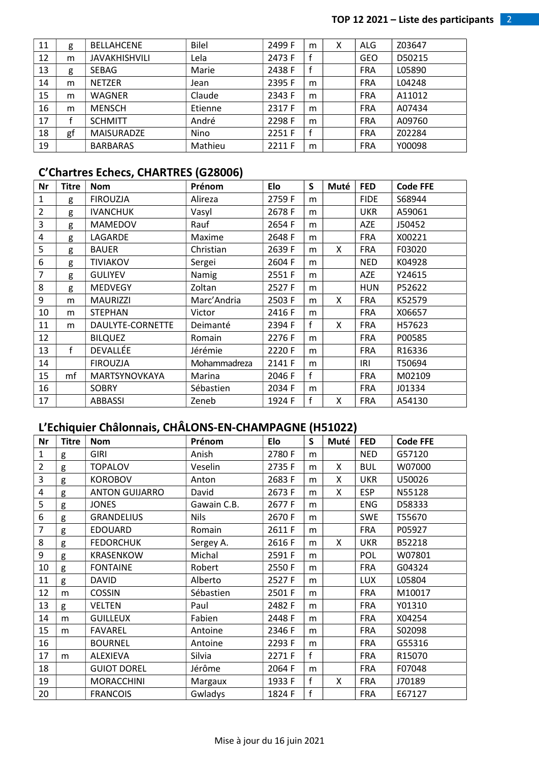| 11 | g | BELLAHCENE | Bilel | 2499 F | m | X | ALG | Z03647 |
|---|---|---|---|---|---|---|---|---|
| 12 | m | JAVAKHISHVILI | Lela | 2473 F | f | | GEO | D50215 |
| 13 | g | SEBAG | Marie | 2438 F | f | | FRA | L05890 |
| 14 | m | NETZER | Jean | 2395 F | m | | FRA | L04248 |
| 15 | m | WAGNER | Claude | 2343 F | m | | FRA | A11012 |
| 16 | m | MENSCH | Etienne | 2317 F | m | | FRA | A07434 |
| 17 | f | SCHMITT | André | 2298 F | m | | FRA | A09760 |
| 18 | gf | MAISURADZE | Nino | 2251 F | f | | FRA | Z02284 |
| 19 | | BARBARAS | Mathieu | 2211 F | m | | FRA | Y00098 |

## C'Chartres Echecs, CHARTRES (G28006)

| Nr | Titre | Nom | Prénom | Elo | S | Muté | FED | Code FFE |
|---|---|---|---|---|---|---|---|---|
| 1 | g | FIROUZJA | Alireza | 2759 F | m | | FIDE | S68944 |
| 2 | g | IVANCHUK | Vasyl | 2678 F | m | | UKR | A59061 |
| 3 | g | MAMEDOV | Rauf | 2654 F | m | | AZE | J50452 |
| 4 | g | LAGARDE | Maxime | 2648 F | m | | FRA | X00221 |
| 5 | g | BAUER | Christian | 2639 F | m | X | FRA | F03020 |
| 6 | g | TIVIAKOV | Sergei | 2604 F | m | | NED | K04928 |
| 7 | g | GULIYEV | Namig | 2551 F | m | | AZE | Y24615 |
| 8 | g | MEDVEGY | Zoltan | 2527 F | m | | HUN | P52622 |
| 9 | m | MAURIZZI | Marc'Andria | 2503 F | m | X | FRA | K52579 |
| 10 | m | STEPHAN | Victor | 2416 F | m | | FRA | X06657 |
| 11 | m | DAULYTE-CORNETTE | Deimanté | 2394 F | f | X | FRA | H57623 |
| 12 | | BILQUEZ | Romain | 2276 F | m | | FRA | P00585 |
| 13 | f | DEVALLÉE | Jérémie | 2220 F | m | | FRA | R16336 |
| 14 | | FIROUZJA | Mohammadreza | 2141 F | m | | IRI | T50694 |
| 15 | mf | MARTSYNOVKAYA | Marina | 2046 F | f | | FRA | M02109 |
| 16 | | SOBRY | Sébastien | 2034 F | m | | FRA | J01334 |
| 17 | | ABBASSI | Zeneb | 1924 F | f | X | FRA | A54130 |

## L'Echiquier Châlonnais, CHÂLONS-EN-CHAMPAGNE (H51022)

| Nr | Titre | Nom | Prénom | Elo | S | Muté | FED | Code FFE |
|---|---|---|---|---|---|---|---|---|
| 1 | g | GIRI | Anish | 2780 F | m | | NED | G57120 |
| 2 | g | TOPALOV | Veselin | 2735 F | m | X | BUL | W07000 |
| 3 | g | KOROBOV | Anton | 2683 F | m | X | UKR | U50026 |
| 4 | g | ANTON GUIJARRO | David | 2673 F | m | X | ESP | N55128 |
| 5 | g | JONES | Gawain C.B. | 2677 F | m | | ENG | D58333 |
| 6 | g | GRANDELIUS | Nils | 2670 F | m | | SWE | T55670 |
| 7 | g | EDOUARD | Romain | 2611 F | m | | FRA | P05927 |
| 8 | g | FEDORCHUK | Sergey A. | 2616 F | m | X | UKR | B52218 |
| 9 | g | KRASENKOW | Michal | 2591 F | m | | POL | W07801 |
| 10 | g | FONTAINE | Robert | 2550 F | m | | FRA | G04324 |
| 11 | g | DAVID | Alberto | 2527 F | m | | LUX | L05804 |
| 12 | m | COSSIN | Sébastien | 2501 F | m | | FRA | M10017 |
| 13 | g | VELTEN | Paul | 2482 F | m | | FRA | Y01310 |
| 14 | m | GUILLEUX | Fabien | 2448 F | m | | FRA | X04254 |
| 15 | m | FAVAREL | Antoine | 2346 F | m | | FRA | S02098 |
| 16 | | BOURNEL | Antoine | 2293 F | m | | FRA | G55316 |
| 17 | m | ALEXIEVA | Silvia | 2271 F | f | | FRA | R15070 |
| 18 | | GUIOT DOREL | Jérôme | 2064 F | m | | FRA | F07048 |
| 19 | | MORACCHINI | Margaux | 1933 F | f | X | FRA | J70189 |
| 20 | | FRANCOIS | Gwladys | 1824 F | f | | FRA | E67127 |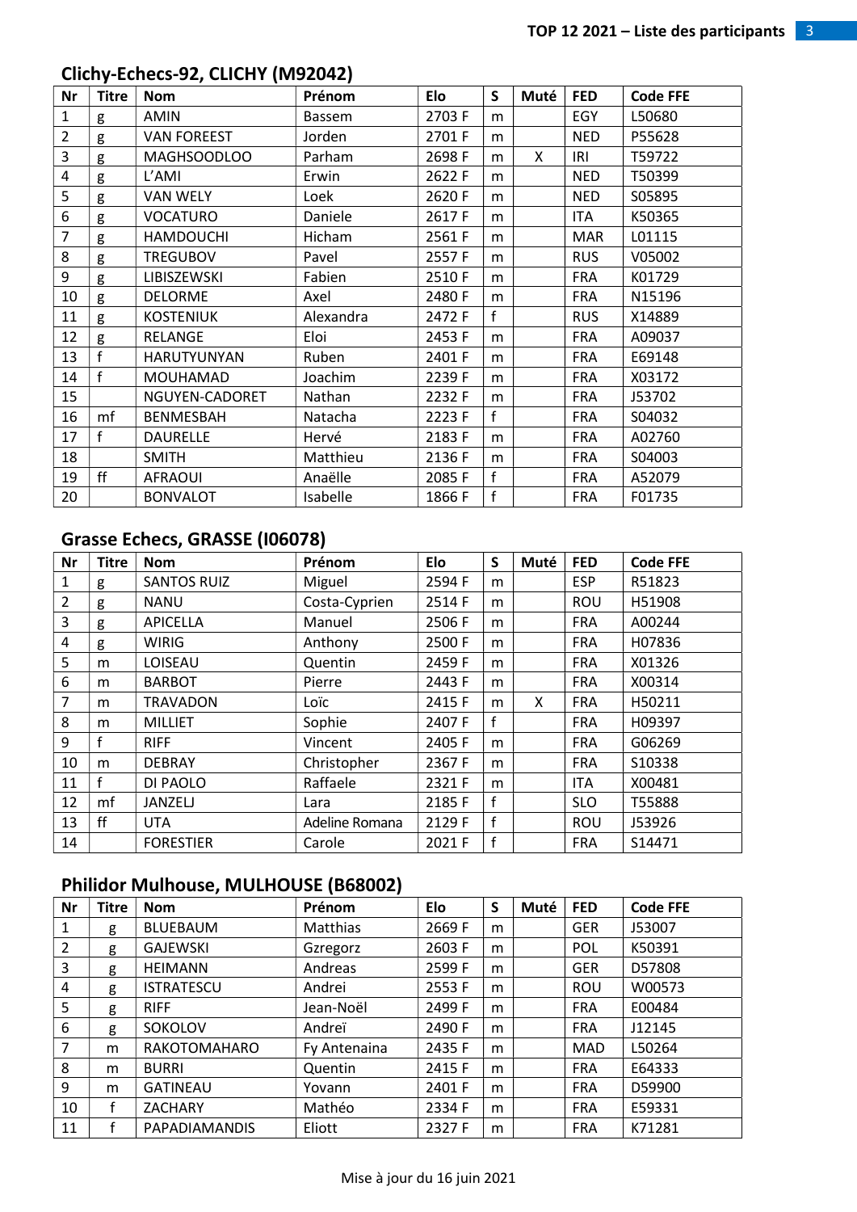## Clichy-Echecs-92, CLICHY (M92042)

| Nr | Titre | Nom | Prénom | Elo | S | Muté | FED | Code FFE |
|---|---|---|---|---|---|---|---|---|
| 1 | g | AMIN | Bassem | 2703 F | m | | EGY | L50680 |
| 2 | g | VAN FOREEST | Jorden | 2701 F | m | | NED | P55628 |
| 3 | g | MAGHSOODLOO | Parham | 2698 F | m | X | IRI | T59722 |
| 4 | g | L'AMI | Erwin | 2622 F | m | | NED | T50399 |
| 5 | g | VAN WELY | Loek | 2620 F | m | | NED | S05895 |
| 6 | g | VOCATURO | Daniele | 2617 F | m | | ITA | K50365 |
| 7 | g | HAMDOUCHI | Hicham | 2561 F | m | | MAR | L01115 |
| 8 | g | TREGUBOV | Pavel | 2557 F | m | | RUS | V05002 |
| 9 | g | LIBISZEWSKI | Fabien | 2510 F | m | | FRA | K01729 |
| 10 | g | DELORME | Axel | 2480 F | m | | FRA | N15196 |
| 11 | g | KOSTENIUK | Alexandra | 2472 F | f | | RUS | X14889 |
| 12 | g | RELANGE | Eloi | 2453 F | m | | FRA | A09037 |
| 13 | f | HARUTYUNYAN | Ruben | 2401 F | m | | FRA | E69148 |
| 14 | f | MOUHAMAD | Joachim | 2239 F | m | | FRA | X03172 |
| 15 | | NGUYEN-CADORET | Nathan | 2232 F | m | | FRA | J53702 |
| 16 | mf | BENMESBAH | Natacha | 2223 F | f | | FRA | S04032 |
| 17 | f | DAURELLE | Hervé | 2183 F | m | | FRA | A02760 |
| 18 | | SMITH | Matthieu | 2136 F | m | | FRA | S04003 |
| 19 | ff | AFRAOUI | Anaëlle | 2085 F | f | | FRA | A52079 |
| 20 | | BONVALOT | Isabelle | 1866 F | f | | FRA | F01735 |

## Grasse Echecs, GRASSE (I06078)

| Nr | Titre | Nom | Prénom | Elo | S | Muté | FED | Code FFE |
|---|---|---|---|---|---|---|---|---|
| 1 | g | SANTOS RUIZ | Miguel | 2594 F | m | | ESP | R51823 |
| 2 | g | NANU | Costa-Cyprien | 2514 F | m | | ROU | H51908 |
| 3 | g | APICELLA | Manuel | 2506 F | m | | FRA | A00244 |
| 4 | g | WIRIG | Anthony | 2500 F | m | | FRA | H07836 |
| 5 | m | LOISEAU | Quentin | 2459 F | m | | FRA | X01326 |
| 6 | m | BARBOT | Pierre | 2443 F | m | | FRA | X00314 |
| 7 | m | TRAVADON | Loïc | 2415 F | m | X | FRA | H50211 |
| 8 | m | MILLIET | Sophie | 2407 F | f | | FRA | H09397 |
| 9 | f | RIFF | Vincent | 2405 F | m | | FRA | G06269 |
| 10 | m | DEBRAY | Christopher | 2367 F | m | | FRA | S10338 |
| 11 | f | DI PAOLO | Raffaele | 2321 F | m | | ITA | X00481 |
| 12 | mf | JANZELJ | Lara | 2185 F | f | | SLO | T55888 |
| 13 | ff | UTA | Adeline Romana | 2129 F | f | | ROU | J53926 |
| 14 | | FORESTIER | Carole | 2021 F | f | | FRA | S14471 |

## Philidor Mulhouse, MULHOUSE (B68002)

| Nr | Titre | Nom | Prénom | Elo | S | Muté | FED | Code FFE |
|---|---|---|---|---|---|---|---|---|
| 1 | g | BLUEBAUM | Matthias | 2669 F | m | | GER | J53007 |
| 2 | g | GAJEWSKI | Gzregorz | 2603 F | m | | POL | K50391 |
| 3 | g | HEIMANN | Andreas | 2599 F | m | | GER | D57808 |
| 4 | g | ISTRATESCU | Andrei | 2553 F | m | | ROU | W00573 |
| 5 | g | RIFF | Jean-Noël | 2499 F | m | | FRA | E00484 |
| 6 | g | SOKOLOV | Andreï | 2490 F | m | | FRA | J12145 |
| 7 | m | RAKOTOMAHARO | Fy Antenaina | 2435 F | m | | MAD | L50264 |
| 8 | m | BURRI | Quentin | 2415 F | m | | FRA | E64333 |
| 9 | m | GATINEAU | Yovann | 2401 F | m | | FRA | D59900 |
| 10 | f | ZACHARY | Mathéo | 2334 F | m | | FRA | E59331 |
| 11 | f | PAPADIAMANDIS | Eliott | 2327 F | m | | FRA | K71281 |

Mise à jour du 16 juin 2021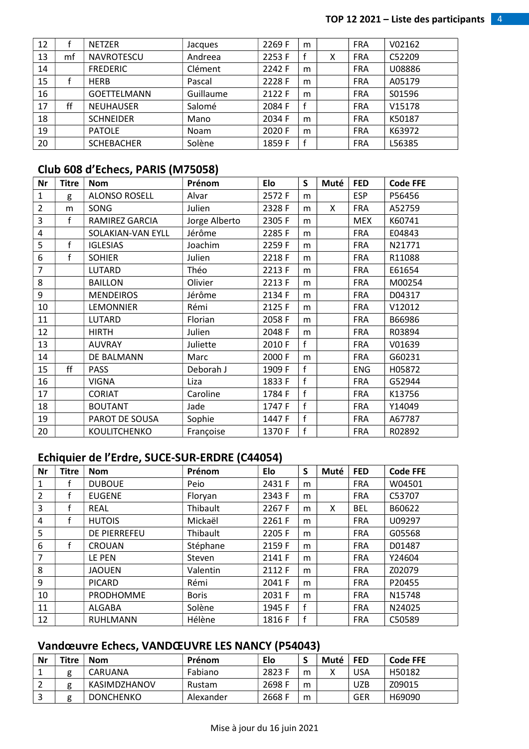| | | | | | | | | |
|---|---|---|---|---|---|---|---|---|
| 12 | f | NETZER | Jacques | 2269 F | m | | FRA | V02162 |
| 13 | mf | NAVROTESCU | Andreea | 2253 F | f | X | FRA | C52209 |
| 14 | | FREDERIC | Clément | 2242 F | m | | FRA | U08886 |
| 15 | f | HERB | Pascal | 2228 F | m | | FRA | A05179 |
| 16 | | GOETTELMANN | Guillaume | 2122 F | m | | FRA | S01596 |
| 17 | ff | NEUHAUSER | Salomé | 2084 F | f | | FRA | V15178 |
| 18 | | SCHNEIDER | Mano | 2034 F | m | | FRA | K50187 |
| 19 | | PATOLE | Noam | 2020 F | m | | FRA | K63972 |
| 20 | | SCHEBACHER | Solène | 1859 F | f | | FRA | L56385 |

## Club 608 d'Echecs, PARIS (M75058)

| Nr | Titre | Nom | Prénom | Elo | S | Muté | FED | Code FFE |
|---|---|---|---|---|---|---|---|---|
| 1 | g | ALONSO ROSELL | Alvar | 2572 F | m | | ESP | P56456 |
| 2 | m | SONG | Julien | 2328 F | m | X | FRA | A52759 |
| 3 | f | RAMIREZ GARCIA | Jorge Alberto | 2305 F | m | | MEX | K60741 |
| 4 | | SOLAKIAN-VAN EYLL | Jérôme | 2285 F | m | | FRA | E04843 |
| 5 | f | IGLESIAS | Joachim | 2259 F | m | | FRA | N21771 |
| 6 | f | SOHIER | Julien | 2218 F | m | | FRA | R11088 |
| 7 | | LUTARD | Théo | 2213 F | m | | FRA | E61654 |
| 8 | | BAILLON | Olivier | 2213 F | m | | FRA | M00254 |
| 9 | | MENDEIROS | Jérôme | 2134 F | m | | FRA | D04317 |
| 10 | | LEMONNIER | Rémi | 2125 F | m | | FRA | V12012 |
| 11 | | LUTARD | Florian | 2058 F | m | | FRA | B66986 |
| 12 | | HIRTH | Julien | 2048 F | m | | FRA | R03894 |
| 13 | | AUVRAY | Juliette | 2010 F | f | | FRA | V01639 |
| 14 | | DE BALMANN | Marc | 2000 F | m | | FRA | G60231 |
| 15 | ff | PASS | Deborah J | 1909 F | f | | ENG | H05872 |
| 16 | | VIGNA | Liza | 1833 F | f | | FRA | G52944 |
| 17 | | CORIAT | Caroline | 1784 F | f | | FRA | K13756 |
| 18 | | BOUTANT | Jade | 1747 F | f | | FRA | Y14049 |
| 19 | | PAROT DE SOUSA | Sophie | 1447 F | f | | FRA | A67787 |
| 20 | | KOULITCHENKO | Françoise | 1370 F | f | | FRA | R02892 |

## Echiquier de l'Erdre, SUCE-SUR-ERDRE (C44054)

| Nr | Titre | Nom | Prénom | Elo | S | Muté | FED | Code FFE |
|---|---|---|---|---|---|---|---|---|
| 1 | f | DUBOUE | Peio | 2431 F | m | | FRA | W04501 |
| 2 | f | EUGENE | Floryan | 2343 F | m | | FRA | C53707 |
| 3 | f | REAL | Thibault | 2267 F | m | X | BEL | B60622 |
| 4 | f | HUTOIS | Mickaël | 2261 F | m | | FRA | U09297 |
| 5 | | DE PIERREFEU | Thibault | 2205 F | m | | FRA | G05568 |
| 6 | f | CROUAN | Stéphane | 2159 F | m | | FRA | D01487 |
| 7 | | LE PEN | Steven | 2141 F | m | | FRA | Y24604 |
| 8 | | JAOUEN | Valentin | 2112 F | m | | FRA | Z02079 |
| 9 | | PICARD | Rémi | 2041 F | m | | FRA | P20455 |
| 10 | | PRODHOMME | Boris | 2031 F | m | | FRA | N15748 |
| 11 | | ALGABA | Solène | 1945 F | f | | FRA | N24025 |
| 12 | | RUHLMANN | Hélène | 1816 F | f | | FRA | C50589 |

## Vandœuvre Echecs, VANDŒUVRE LES NANCY (P54043)

| Nr | Titre | Nom | Prénom | Elo | S | Muté | FED | Code FFE |
|---|---|---|---|---|---|---|---|---|
| 1 | g | CARUANA | Fabiano | 2823 F | m | X | USA | H50182 |
| 2 | g | KASIMDZHANOV | Rustam | 2698 F | m | | UZB | Z09015 |
| 3 | g | DONCHENKO | Alexander | 2668 F | m | | GER | H69090 |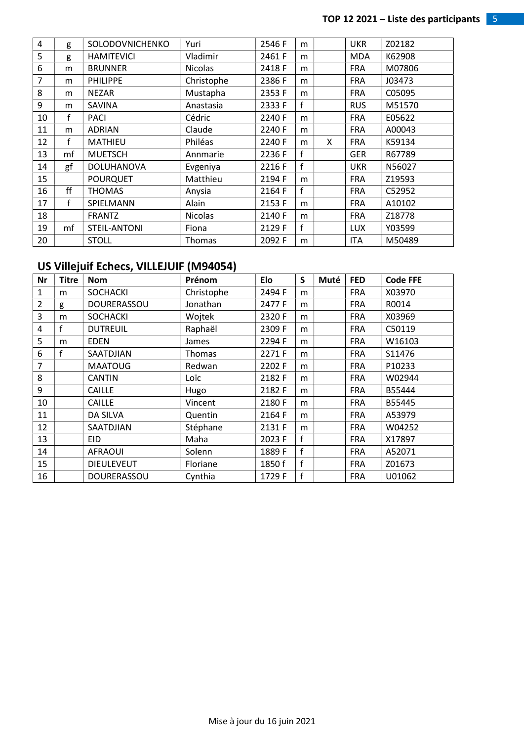| | | | | | | | | |
|---|---|---|---|---|---|---|---|---|
| 4 | g | SOLODOVNICHENKO | Yuri | 2546 F | m | | UKR | Z02182 |
| 5 | g | HAMITEVICI | Vladimir | 2461 F | m | | MDA | K62908 |
| 6 | m | BRUNNER | Nicolas | 2418 F | m | | FRA | M07806 |
| 7 | m | PHILIPPE | Christophe | 2386 F | m | | FRA | J03473 |
| 8 | m | NEZAR | Mustapha | 2353 F | m | | FRA | C05095 |
| 9 | m | SAVINA | Anastasia | 2333 F | f | | RUS | M51570 |
| 10 | f | PACI | Cédric | 2240 F | m | | FRA | E05622 |
| 11 | m | ADRIAN | Claude | 2240 F | m | | FRA | A00043 |
| 12 | f | MATHIEU | Philéas | 2240 F | m | X | FRA | K59134 |
| 13 | mf | MUETSCH | Annmarie | 2236 F | f | | GER | R67789 |
| 14 | gf | DOLUHANOVA | Evgeniya | 2216 F | f | | UKR | N56027 |
| 15 | | POURQUET | Matthieu | 2194 F | m | | FRA | Z19593 |
| 16 | ff | THOMAS | Anysia | 2164 F | f | | FRA | C52952 |
| 17 | f | SPIELMANN | Alain | 2153 F | m | | FRA | A10102 |
| 18 | | FRANTZ | Nicolas | 2140 F | m | | FRA | Z18778 |
| 19 | mf | STEIL-ANTONI | Fiona | 2129 F | f | | LUX | Y03599 |
| 20 | | STOLL | Thomas | 2092 F | m | | ITA | M50489 |

## US Villejuif Echecs, VILLEJUIF (M94054)

| Nr | Titre | Nom | Prénom | Elo | S | Muté | FED | Code FFE |
|---|---|---|---|---|---|---|---|---|
| 1 | m | SOCHACKI | Christophe | 2494 F | m | | FRA | X03970 |
| 2 | g | DOURERASSOU | Jonathan | 2477 F | m | | FRA | R0014 |
| 3 | m | SOCHACKI | Wojtek | 2320 F | m | | FRA | X03969 |
| 4 | f | DUTREUIL | Raphaël | 2309 F | m | | FRA | C50119 |
| 5 | m | EDEN | James | 2294 F | m | | FRA | W16103 |
| 6 | f | SAATDJIAN | Thomas | 2271 F | m | | FRA | S11476 |
| 7 | | MAATOUG | Redwan | 2202 F | m | | FRA | P10233 |
| 8 | | CANTIN | Loïc | 2182 F | m | | FRA | W02944 |
| 9 | | CAILLE | Hugo | 2182 F | m | | FRA | B55444 |
| 10 | | CAILLE | Vincent | 2180 F | m | | FRA | B55445 |
| 11 | | DA SILVA | Quentin | 2164 F | m | | FRA | A53979 |
| 12 | | SAATDJIAN | Stéphane | 2131 F | m | | FRA | W04252 |
| 13 | | EID | Maha | 2023 F | f | | FRA | X17897 |
| 14 | | AFRAOUI | Solenn | 1889 F | f | | FRA | A52071 |
| 15 | | DIEULEVEUT | Floriane | 1850 f | f | | FRA | Z01673 |
| 16 | | DOURERASSOU | Cynthia | 1729 F | f | | FRA | U01062 |

Mise à jour du 16 juin 2021